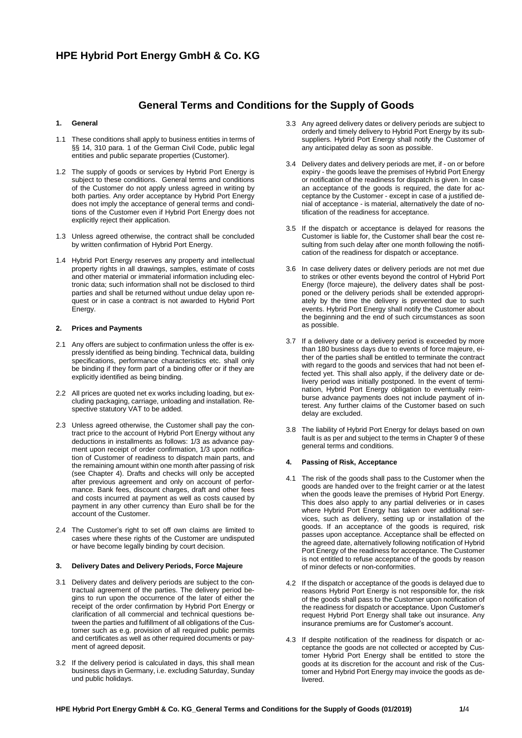# HPE Hybrid Port Energy GmbH & Co. KG

## General Terms and Conditions for the Supply of Goods

### 1. General

1.1 These conditions shall apply to business entities in terms of §§ 14, 310 para. 1 of the German Civil Code, public legal entities and public separate properties (Customer).

1.2 The supply of goods or services by Hybrid Port Energy is subject to these conditions. General terms and conditions of the Customer do not apply unless agreed in writing by both parties. Any order acceptance by Hybrid Port Energy does not imply the acceptance of general terms and conditions of the Customer even if Hybrid Port Energy does not explicitly reject their application.

1.3 Unless agreed otherwise, the contract shall be concluded by written confirmation of Hybrid Port Energy.

1.4 Hybrid Port Energy reserves any property and intellectual property rights in all drawings, samples, estimate of costs and other material or immaterial information including electronic data; such information shall not be disclosed to third parties and shall be returned without undue delay upon request or in case a contract is not awarded to Hybrid Port Energy.

### 2. Prices and Payments

2.1 Any offers are subject to confirmation unless the offer is expressly identified as being binding. Technical data, building specifications, performance characteristics etc. shall only be binding if they form part of a binding offer or if they are explicitly identified as being binding.

2.2 All prices are quoted net ex works including loading, but excluding packaging, carriage, unloading and installation. Respective statutory VAT to be added.

2.3 Unless agreed otherwise, the Customer shall pay the contract price to the account of Hybrid Port Energy without any deductions in installments as follows: 1/3 as advance payment upon receipt of order confirmation, 1/3 upon notification of Customer of readiness to dispatch main parts, and the remaining amount within one month after passing of risk (see Chapter 4). Drafts and checks will only be accepted after previous agreement and only on account of performance. Bank fees, discount charges, draft and other fees and costs incurred at payment as well as costs caused by payment in any other currency than Euro shall be for the account of the Customer.

2.4 The Customer's right to set off own claims are limited to cases where these rights of the Customer are undisputed or have become legally binding by court decision.

### 3. Delivery Dates and Delivery Periods, Force Majeure

3.1 Delivery dates and delivery periods are subject to the contractual agreement of the parties. The delivery period begins to run upon the occurrence of the later of either the receipt of the order confirmation by Hybrid Port Energy or clarification of all commercial and technical questions between the parties and fulfillment of all obligations of the Customer such as e.g. provision of all required public permits and certificates as well as other required documents or payment of agreed deposit.

3.2 If the delivery period is calculated in days, this shall mean business days in Germany, i.e. excluding Saturday, Sunday und public holidays.

3.3 Any agreed delivery dates or delivery periods are subject to orderly and timely delivery to Hybrid Port Energy by its subsuppliers. Hybrid Port Energy shall notify the Customer of any anticipated delay as soon as possible.

3.4 Delivery dates and delivery periods are met, if - on or before expiry - the goods leave the premises of Hybrid Port Energy or notification of the readiness for dispatch is given. In case an acceptance of the goods is required, the date for acceptance by the Customer - except in case of a justified denial of acceptance - is material, alternatively the date of notification of the readiness for acceptance.

3.5 If the dispatch or acceptance is delayed for reasons the Customer is liable for, the Customer shall bear the cost resulting from such delay after one month following the notification of the readiness for dispatch or acceptance.

3.6 In case delivery dates or delivery periods are not met due to strikes or other events beyond the control of Hybrid Port Energy (force majeure), the delivery dates shall be postponed or the delivery periods shall be extended appropriately by the time the delivery is prevented due to such events. Hybrid Port Energy shall notify the Customer about the beginning and the end of such circumstances as soon as possible.

3.7 If a delivery date or a delivery period is exceeded by more than 180 business days due to events of force majeure, either of the parties shall be entitled to terminate the contract with regard to the goods and services that had not been effected yet. This shall also apply, if the delivery date or delivery period was initially postponed. In the event of termination, Hybrid Port Energy obligation to eventually reimburse advance payments does not include payment of interest. Any further claims of the Customer based on such delay are excluded.

3.8 The liability of Hybrid Port Energy for delays based on own fault is as per and subject to the terms in Chapter 9 of these general terms and conditions.

### 4. Passing of Risk, Acceptance

4.1 The risk of the goods shall pass to the Customer when the goods are handed over to the freight carrier or at the latest when the goods leave the premises of Hybrid Port Energy. This does also apply to any partial deliveries or in cases where Hybrid Port Energy has taken over additional services, such as delivery, setting up or installation of the goods. If an acceptance of the goods is required, risk passes upon acceptance. Acceptance shall be effected on the agreed date, alternatively following notification of Hybrid Port Energy of the readiness for acceptance. The Customer is not entitled to refuse acceptance of the goods by reason of minor defects or non-conformities.

4.2 If the dispatch or acceptance of the goods is delayed due to reasons Hybrid Port Energy is not responsible for, the risk of the goods shall pass to the Customer upon notification of the readiness for dispatch or acceptance. Upon Customer's request Hybrid Port Energy shall take out insurance. Any insurance premiums are for Customer's account.

4.3 If despite notification of the readiness for dispatch or acceptance the goods are not collected or accepted by Customer Hybrid Port Energy shall be entitled to store the goods at its discretion for the account and risk of the Customer and Hybrid Port Energy may invoice the goods as delivered.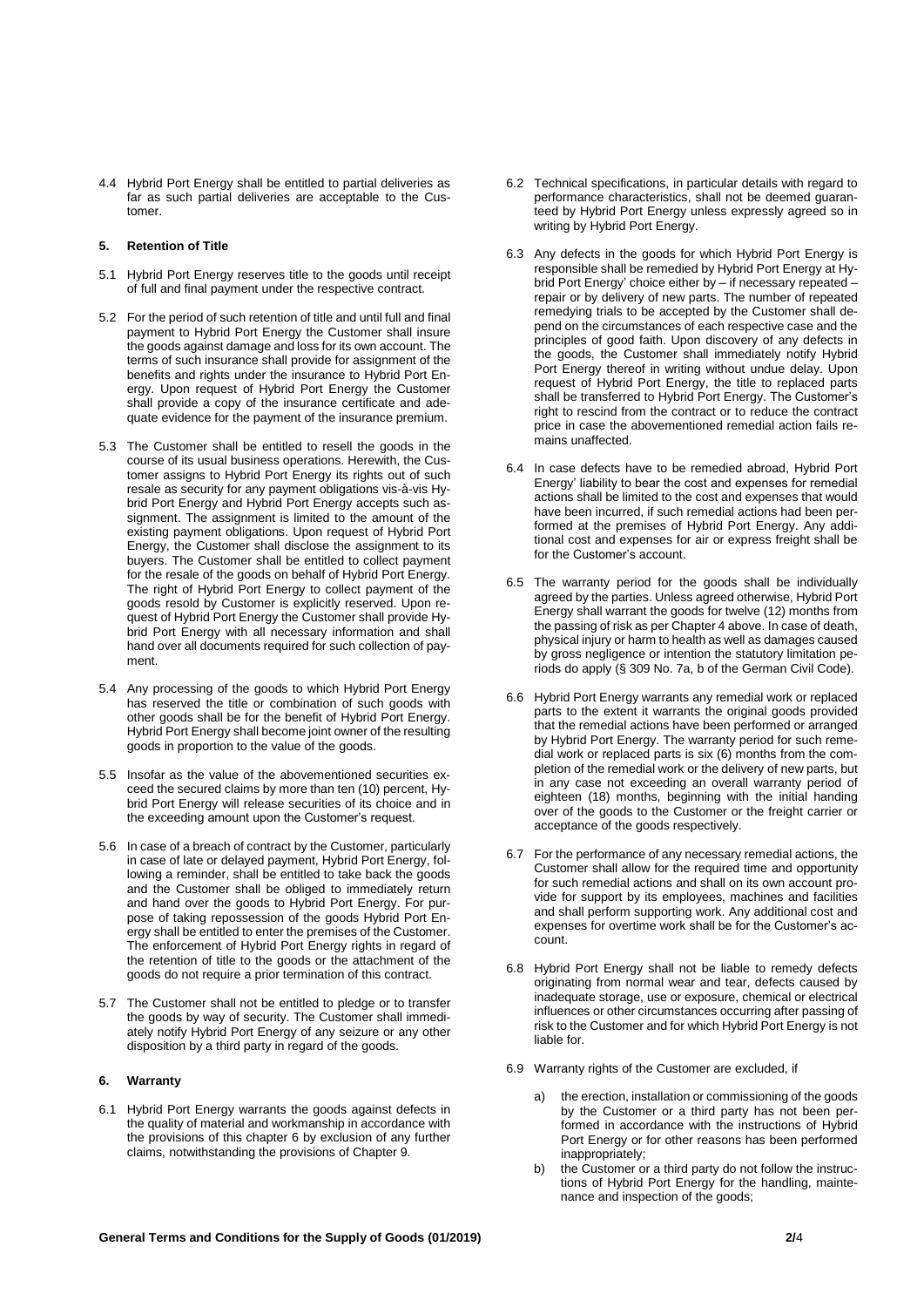4.4 Hybrid Port Energy shall be entitled to partial deliveries as far as such partial deliveries are acceptable to the Customer.

## 5. Retention of Title

5.1 Hybrid Port Energy reserves title to the goods until receipt of full and final payment under the respective contract.

5.2 For the period of such retention of title and until full and final payment to Hybrid Port Energy the Customer shall insure the goods against damage and loss for its own account. The terms of such insurance shall provide for assignment of the benefits and rights under the insurance to Hybrid Port Energy. Upon request of Hybrid Port Energy the Customer shall provide a copy of the insurance certificate and adequate evidence for the payment of the insurance premium.

5.3 The Customer shall be entitled to resell the goods in the course of its usual business operations. Herewith, the Customer assigns to Hybrid Port Energy its rights out of such resale as security for any payment obligations vis-à-vis Hybrid Port Energy and Hybrid Port Energy accepts such assignment. The assignment is limited to the amount of the existing payment obligations. Upon request of Hybrid Port Energy, the Customer shall disclose the assignment to its buyers. The Customer shall be entitled to collect payment for the resale of the goods on behalf of Hybrid Port Energy. The right of Hybrid Port Energy to collect payment of the goods resold by Customer is explicitly reserved. Upon request of Hybrid Port Energy the Customer shall provide Hybrid Port Energy with all necessary information and shall hand over all documents required for such collection of payment.

5.4 Any processing of the goods to which Hybrid Port Energy has reserved the title or combination of such goods with other goods shall be for the benefit of Hybrid Port Energy. Hybrid Port Energy shall become joint owner of the resulting goods in proportion to the value of the goods.

5.5 Insofar as the value of the abovementioned securities exceed the secured claims by more than ten (10) percent, Hybrid Port Energy will release securities of its choice and in the exceeding amount upon the Customer's request.

5.6 In case of a breach of contract by the Customer, particularly in case of late or delayed payment, Hybrid Port Energy, following a reminder, shall be entitled to take back the goods and the Customer shall be obliged to immediately return and hand over the goods to Hybrid Port Energy. For purpose of taking repossession of the goods Hybrid Port Energy shall be entitled to enter the premises of the Customer. The enforcement of Hybrid Port Energy rights in regard of the retention of title to the goods or the attachment of the goods do not require a prior termination of this contract.

5.7 The Customer shall not be entitled to pledge or to transfer the goods by way of security. The Customer shall immediately notify Hybrid Port Energy of any seizure or any other disposition by a third party in regard of the goods.

## 6. Warranty

6.1 Hybrid Port Energy warrants the goods against defects in the quality of material and workmanship in accordance with the provisions of this chapter 6 by exclusion of any further claims, notwithstanding the provisions of Chapter 9.

6.2 Technical specifications, in particular details with regard to performance characteristics, shall not be deemed guaranteed by Hybrid Port Energy unless expressly agreed so in writing by Hybrid Port Energy.

6.3 Any defects in the goods for which Hybrid Port Energy is responsible shall be remedied by Hybrid Port Energy at Hybrid Port Energy' choice either by – if necessary repeated – repair or by delivery of new parts. The number of repeated remedying trials to be accepted by the Customer shall depend on the circumstances of each respective case and the principles of good faith. Upon discovery of any defects in the goods, the Customer shall immediately notify Hybrid Port Energy thereof in writing without undue delay. Upon request of Hybrid Port Energy, the title to replaced parts shall be transferred to Hybrid Port Energy. The Customer's right to rescind from the contract or to reduce the contract price in case the abovementioned remedial action fails remains unaffected.

6.4 In case defects have to be remedied abroad, Hybrid Port Energy' liability to bear the cost and expenses for remedial actions shall be limited to the cost and expenses that would have been incurred, if such remedial actions had been performed at the premises of Hybrid Port Energy. Any additional cost and expenses for air or express freight shall be for the Customer's account.

6.5 The warranty period for the goods shall be individually agreed by the parties. Unless agreed otherwise, Hybrid Port Energy shall warrant the goods for twelve (12) months from the passing of risk as per Chapter 4 above. In case of death, physical injury or harm to health as well as damages caused by gross negligence or intention the statutory limitation periods do apply (§ 309 No. 7a, b of the German Civil Code).

6.6 Hybrid Port Energy warrants any remedial work or replaced parts to the extent it warrants the original goods provided that the remedial actions have been performed or arranged by Hybrid Port Energy. The warranty period for such remedial work or replaced parts is six (6) months from the completion of the remedial work or the delivery of new parts, but in any case not exceeding an overall warranty period of eighteen (18) months, beginning with the initial handing over of the goods to the Customer or the freight carrier or acceptance of the goods respectively.

6.7 For the performance of any necessary remedial actions, the Customer shall allow for the required time and opportunity for such remedial actions and shall on its own account provide for support by its employees, machines and facilities and shall perform supporting work. Any additional cost and expenses for overtime work shall be for the Customer's account.

6.8 Hybrid Port Energy shall not be liable to remedy defects originating from normal wear and tear, defects caused by inadequate storage, use or exposure, chemical or electrical influences or other circumstances occurring after passing of risk to the Customer and for which Hybrid Port Energy is not liable for.

6.9 Warranty rights of the Customer are excluded, if

a) the erection, installation or commissioning of the goods by the Customer or a third party has not been performed in accordance with the instructions of Hybrid Port Energy or for other reasons has been performed inappropriately;

b) the Customer or a third party do not follow the instructions of Hybrid Port Energy for the handling, maintenance and inspection of the goods;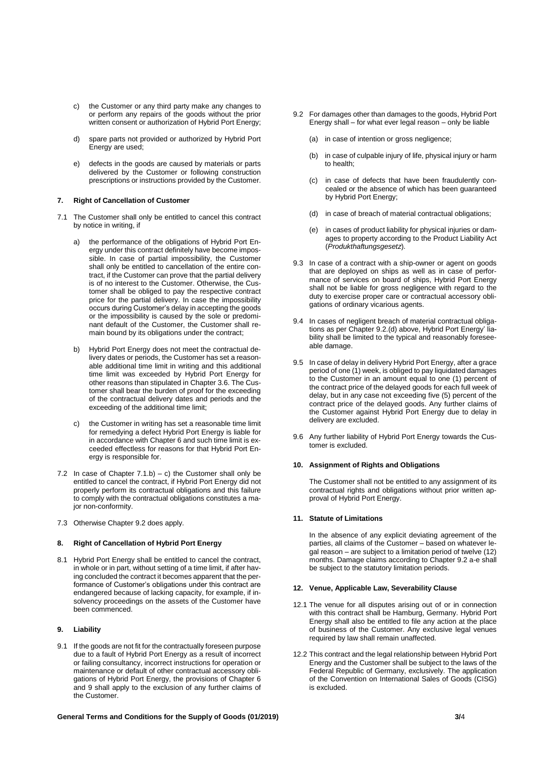c) the Customer or any third party make any changes to or perform any repairs of the goods without the prior written consent or authorization of Hybrid Port Energy;

d) spare parts not provided or authorized by Hybrid Port Energy are used;

e) defects in the goods are caused by materials or parts delivered by the Customer or following construction prescriptions or instructions provided by the Customer.

## 7. Right of Cancellation of Customer

7.1 The Customer shall only be entitled to cancel this contract by notice in writing, if

a) the performance of the obligations of Hybrid Port Energy under this contract definitely have become impossible. In case of partial impossibility, the Customer shall only be entitled to cancellation of the entire contract, if the Customer can prove that the partial delivery is of no interest to the Customer. Otherwise, the Customer shall be obliged to pay the respective contract price for the partial delivery. In case the impossibility occurs during Customer's delay in accepting the goods or the impossibility is caused by the sole or predominant default of the Customer, the Customer shall remain bound by its obligations under the contract;

b) Hybrid Port Energy does not meet the contractual delivery dates or periods, the Customer has set a reasonable additional time limit in writing and this additional time limit was exceeded by Hybrid Port Energy for other reasons than stipulated in Chapter 3.6. The Customer shall bear the burden of proof for the exceeding of the contractual delivery dates and periods and the exceeding of the additional time limit;

c) the Customer in writing has set a reasonable time limit for remedying a defect Hybrid Port Energy is liable for in accordance with Chapter 6 and such time limit is exceeded effectless for reasons for that Hybrid Port Energy is responsible for.

7.2 In case of Chapter 7.1.b) – c) the Customer shall only be entitled to cancel the contract, if Hybrid Port Energy did not properly perform its contractual obligations and this failure to comply with the contractual obligations constitutes a major non-conformity.

7.3 Otherwise Chapter 9.2 does apply.

## 8. Right of Cancellation of Hybrid Port Energy

8.1 Hybrid Port Energy shall be entitled to cancel the contract, in whole or in part, without setting of a time limit, if after having concluded the contract it becomes apparent that the performance of Customer's obligations under this contract are endangered because of lacking capacity, for example, if insolvency proceedings on the assets of the Customer have been commenced.

## 9. Liability

9.1 If the goods are not fit for the contractually foreseen purpose due to a fault of Hybrid Port Energy as a result of incorrect or failing consultancy, incorrect instructions for operation or maintenance or default of other contractual accessory obligations of Hybrid Port Energy, the provisions of Chapter 6 and 9 shall apply to the exclusion of any further claims of the Customer.

9.2 For damages other than damages to the goods, Hybrid Port Energy shall – for what ever legal reason – only be liable

(a) in case of intention or gross negligence;

(b) in case of culpable injury of life, physical injury or harm to health;

(c) in case of defects that have been fraudulently concealed or the absence of which has been guaranteed by Hybrid Port Energy;

(d) in case of breach of material contractual obligations;

(e) in cases of product liability for physical injuries or damages to property according to the Product Liability Act (*Produkthaftungsgesetz*).

9.3 In case of a contract with a ship-owner or agent on goods that are deployed on ships as well as in case of performance of services on board of ships, Hybrid Port Energy shall not be liable for gross negligence with regard to the duty to exercise proper care or contractual accessory obligations of ordinary vicarious agents.

9.4 In cases of negligent breach of material contractual obligations as per Chapter 9.2.(d) above, Hybrid Port Energy' liability shall be limited to the typical and reasonably foreseeable damage.

9.5 In case of delay in delivery Hybrid Port Energy, after a grace period of one (1) week, is obliged to pay liquidated damages to the Customer in an amount equal to one (1) percent of the contract price of the delayed goods for each full week of delay, but in any case not exceeding five (5) percent of the contract price of the delayed goods. Any further claims of the Customer against Hybrid Port Energy due to delay in delivery are excluded.

9.6 Any further liability of Hybrid Port Energy towards the Customer is excluded.

## 10. Assignment of Rights and Obligations

The Customer shall not be entitled to any assignment of its contractual rights and obligations without prior written approval of Hybrid Port Energy.

## 11. Statute of Limitations

In the absence of any explicit deviating agreement of the parties, all claims of the Customer – based on whatever legal reason – are subject to a limitation period of twelve (12) months. Damage claims according to Chapter 9.2 a-e shall be subject to the statutory limitation periods.

## 12. Venue, Applicable Law, Severability Clause

12.1 The venue for all disputes arising out of or in connection with this contract shall be Hamburg, Germany. Hybrid Port Energy shall also be entitled to file any action at the place of business of the Customer. Any exclusive legal venues required by law shall remain unaffected.

12.2 This contract and the legal relationship between Hybrid Port Energy and the Customer shall be subject to the laws of the Federal Republic of Germany, exclusively. The application of the Convention on International Sales of Goods (CISG) is excluded.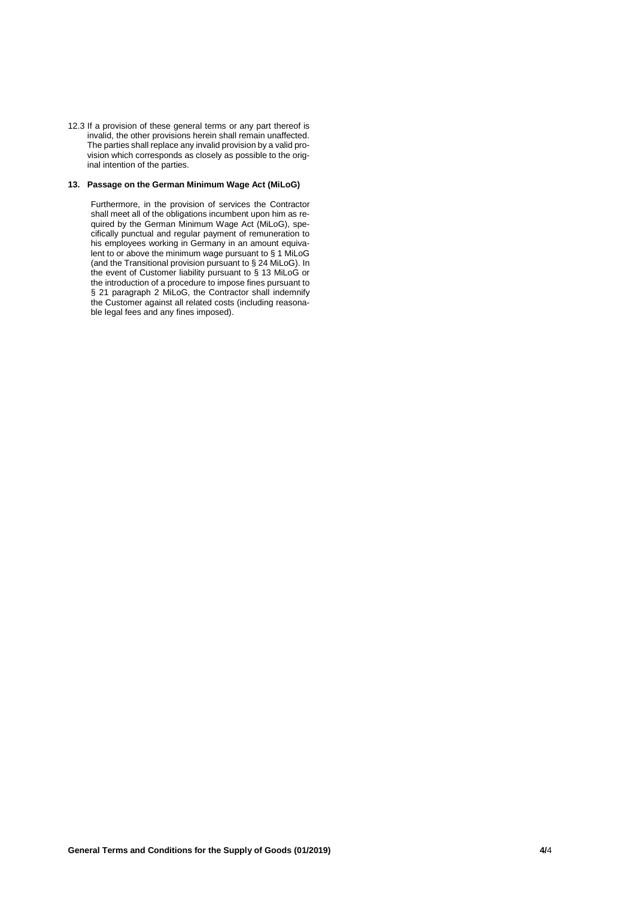12.3 If a provision of these general terms or any part thereof is invalid, the other provisions herein shall remain unaffected. The parties shall replace any invalid provision by a valid provision which corresponds as closely as possible to the original intention of the parties.

## 13. Passage on the German Minimum Wage Act (MiLoG)

Furthermore, in the provision of services the Contractor shall meet all of the obligations incumbent upon him as required by the German Minimum Wage Act (MiLoG), specifically punctual and regular payment of remuneration to his employees working in Germany in an amount equivalent to or above the minimum wage pursuant to § 1 MiLoG (and the Transitional provision pursuant to § 24 MiLoG). In the event of Customer liability pursuant to § 13 MiLoG or the introduction of a procedure to impose fines pursuant to § 21 paragraph 2 MiLoG, the Contractor shall indemnify the Customer against all related costs (including reasonable legal fees and any fines imposed).